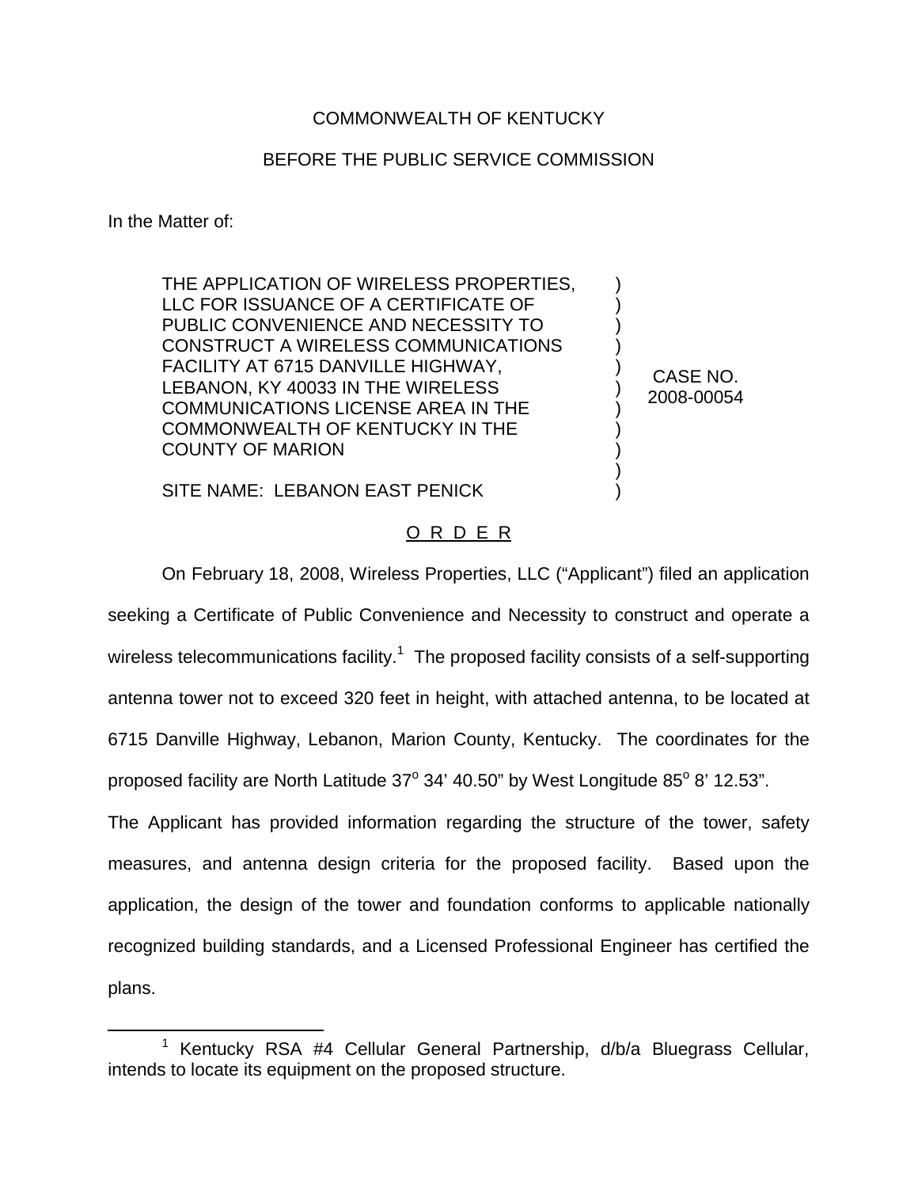COMMONWEALTH OF KENTUCKY

BEFORE THE PUBLIC SERVICE COMMISSION

In the Matter of:

THE APPLICATION OF WIRELESS PROPERTIES, LLC FOR ISSUANCE OF A CERTIFICATE OF PUBLIC CONVENIENCE AND NECESSITY TO CONSTRUCT A WIRELESS COMMUNICATIONS FACILITY AT 6715 DANVILLE HIGHWAY, LEBANON, KY 40033 IN THE WIRELESS COMMUNICATIONS LICENSE AREA IN THE COMMONWEALTH OF KENTUCKY IN THE COUNTY OF MARION

SITE NAME: LEBANON EAST PENICK

CASE NO. 2008-00054

O R D E R

On February 18, 2008, Wireless Properties, LLC ("Applicant") filed an application seeking a Certificate of Public Convenience and Necessity to construct and operate a wireless telecommunications facility.[1] The proposed facility consists of a self-supporting antenna tower not to exceed 320 feet in height, with attached antenna, to be located at 6715 Danville Highway, Lebanon, Marion County, Kentucky. The coordinates for the proposed facility are North Latitude 37° 34' 40.50" by West Longitude 85° 8' 12.53".

The Applicant has provided information regarding the structure of the tower, safety measures, and antenna design criteria for the proposed facility. Based upon the application, the design of the tower and foundation conforms to applicable nationally recognized building standards, and a Licensed Professional Engineer has certified the plans.

[1] Kentucky RSA #4 Cellular General Partnership, d/b/a Bluegrass Cellular, intends to locate its equipment on the proposed structure.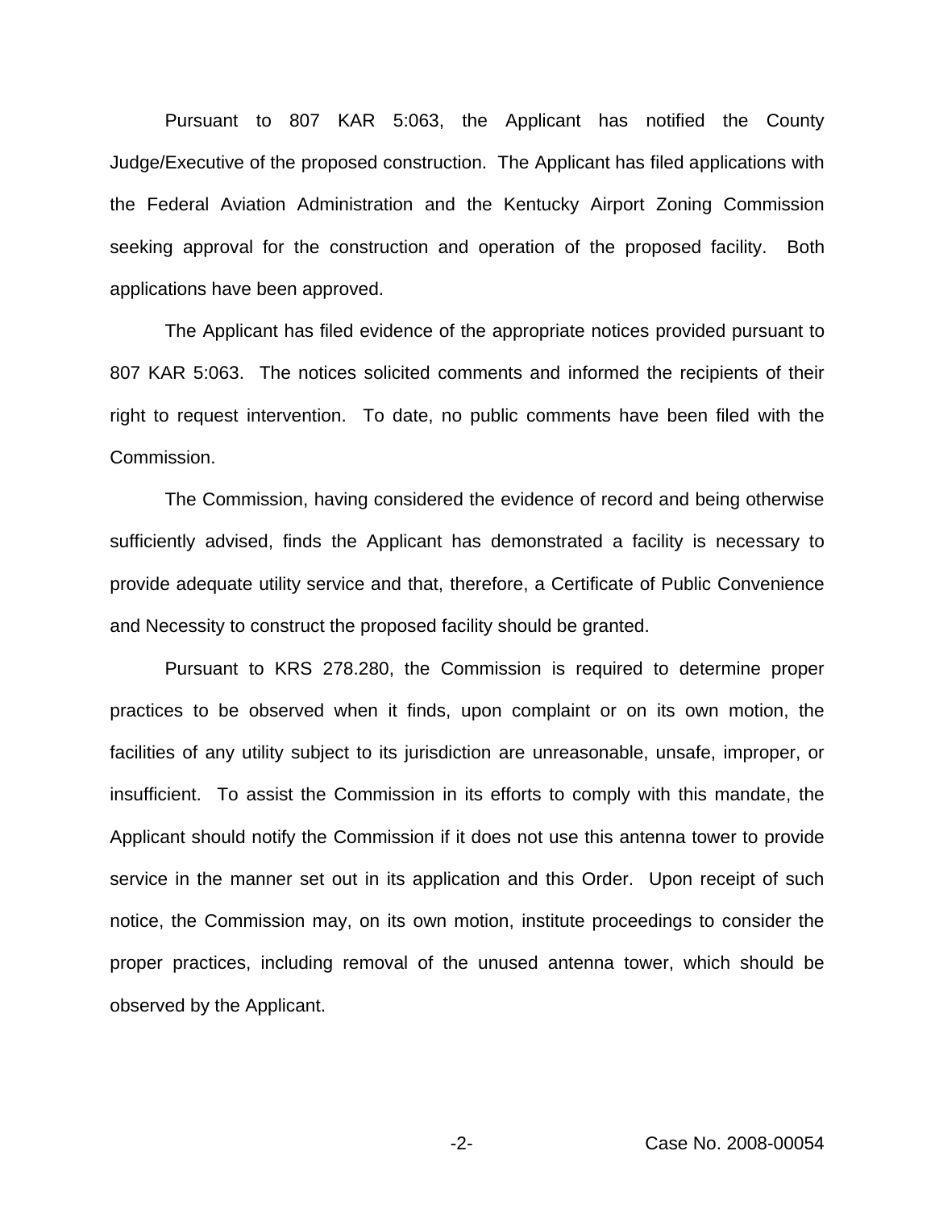Pursuant to 807 KAR 5:063, the Applicant has notified the County Judge/Executive of the proposed construction. The Applicant has filed applications with the Federal Aviation Administration and the Kentucky Airport Zoning Commission seeking approval for the construction and operation of the proposed facility. Both applications have been approved.

The Applicant has filed evidence of the appropriate notices provided pursuant to 807 KAR 5:063. The notices solicited comments and informed the recipients of their right to request intervention. To date, no public comments have been filed with the Commission.

The Commission, having considered the evidence of record and being otherwise sufficiently advised, finds the Applicant has demonstrated a facility is necessary to provide adequate utility service and that, therefore, a Certificate of Public Convenience and Necessity to construct the proposed facility should be granted.

Pursuant to KRS 278.280, the Commission is required to determine proper practices to be observed when it finds, upon complaint or on its own motion, the facilities of any utility subject to its jurisdiction are unreasonable, unsafe, improper, or insufficient. To assist the Commission in its efforts to comply with this mandate, the Applicant should notify the Commission if it does not use this antenna tower to provide service in the manner set out in its application and this Order. Upon receipt of such notice, the Commission may, on its own motion, institute proceedings to consider the proper practices, including removal of the unused antenna tower, which should be observed by the Applicant.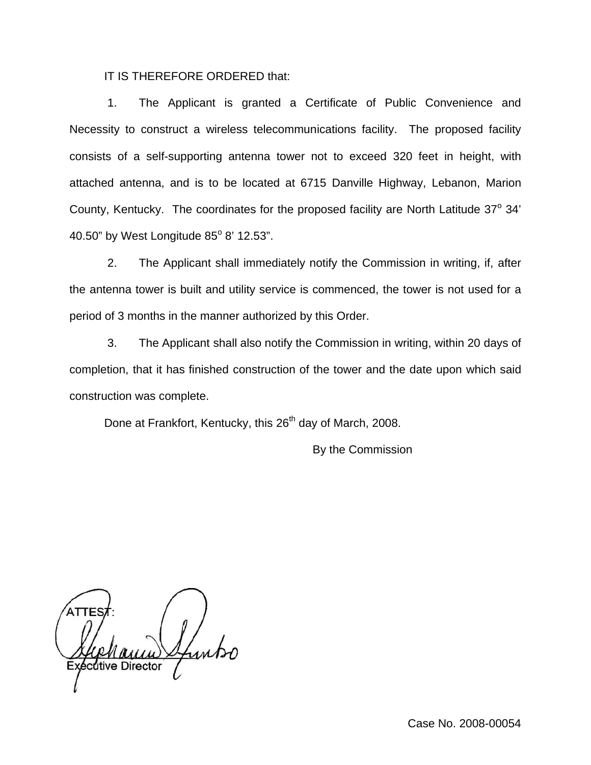IT IS THEREFORE ORDERED that:

1. The Applicant is granted a Certificate of Public Convenience and Necessity to construct a wireless telecommunications facility. The proposed facility consists of a self-supporting antenna tower not to exceed 320 feet in height, with attached antenna, and is to be located at 6715 Danville Highway, Lebanon, Marion County, Kentucky. The coordinates for the proposed facility are North Latitude 37° 34' 40.50" by West Longitude 85° 8' 12.53".

2. The Applicant shall immediately notify the Commission in writing, if, after the antenna tower is built and utility service is commenced, the tower is not used for a period of 3 months in the manner authorized by this Order.

3. The Applicant shall also notify the Commission in writing, within 20 days of completion, that it has finished construction of the tower and the date upon which said construction was complete.

Done at Frankfort, Kentucky, this 26th day of March, 2008.

By the Commission

ATTEST:

Executive Director

Case No. 2008-00054